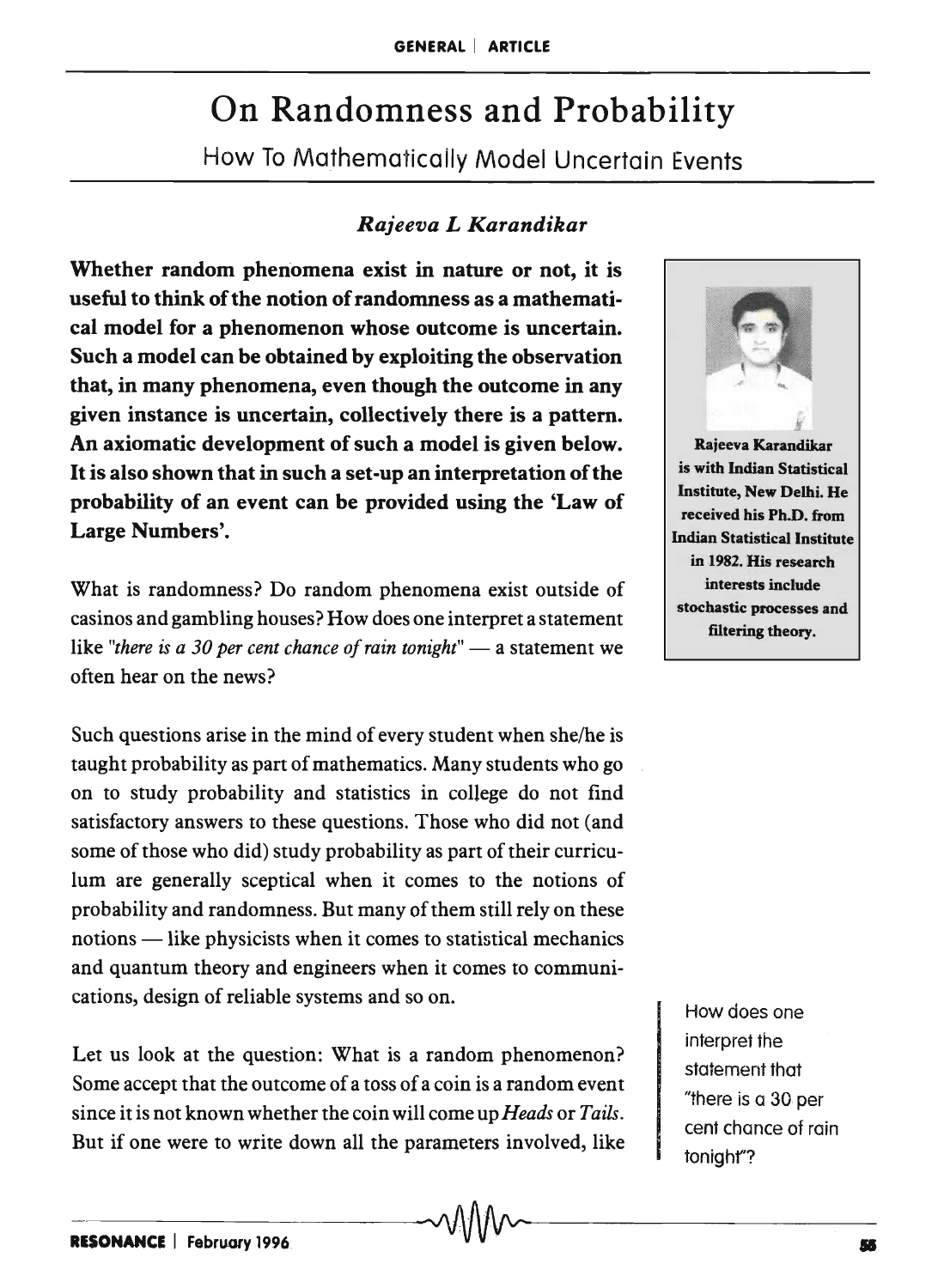# On Randomness and Probability

## How To Mathematically Model Uncertain Events

*Rajeeva L Karandikar*

**Whether random phenomena exist in nature or not, it is useful to think of the notion of randomness as a mathematical model for a phenomenon whose outcome is uncertain. Such a model can be obtained by exploiting the observation that, in many phenomena, even though the outcome in any given instance is uncertain, collectively there is a pattern. An axiomatic development of such a model is given below. It is also shown that in such a set-up an interpretation of the probability of an event can be provided using the 'Law of Large Numbers'.**

**Rajeeva Karandikar is with Indian Statistical Institute, New Delhi. He received his Ph.D. from Indian Statistical Institute in 1982. His research interests include stochastic processes and filtering theory.**

What is randomness? Do random phenomena exist outside of casinos and gambling houses? How does one interpret a statement like *"there is a 30 per cent chance of rain tonight"* — a statement we often hear on the news?

Such questions arise in the mind of every student when she/he is taught probability as part of mathematics. Many students who go on to study probability and statistics in college do not find satisfactory answers to these questions. Those who did not (and some of those who did) study probability as part of their curriculum are generally sceptical when it comes to the notions of probability and randomness. But many of them still rely on these notions — like physicists when it comes to statistical mechanics and quantum theory and engineers when it comes to communications, design of reliable systems and so on.

How does one interpret the statement that "there is a 30 per cent chance of rain tonight"?

Let us look at the question: What is a random phenomenon? Some accept that the outcome of a toss of a coin is a random event since it is not known whether the coin will come up *Heads* or *Tails*. But if one were to write down all the parameters involved, like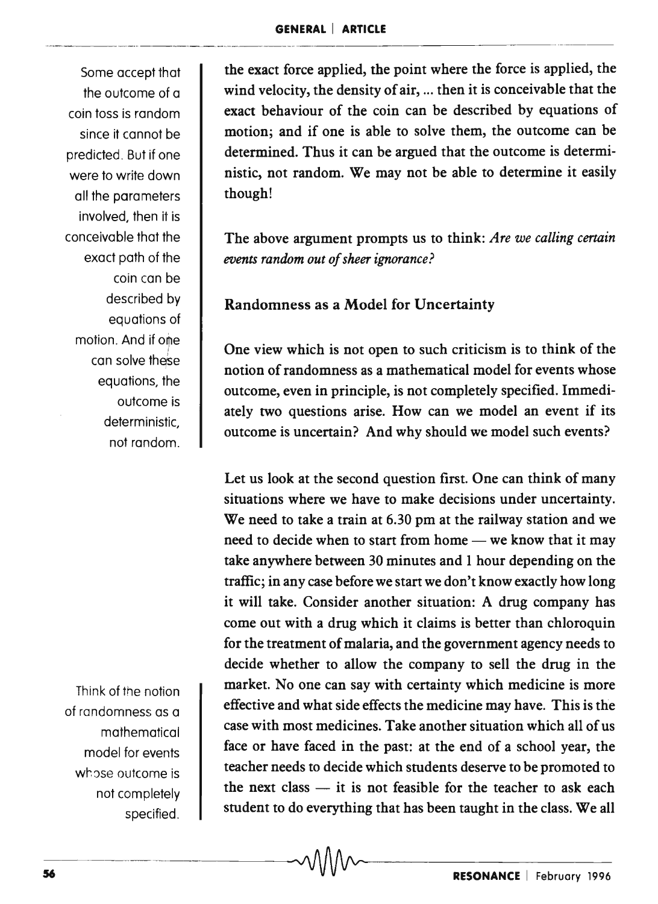the exact force applied, the point where the force is applied, the wind velocity, the density of air, ... then it is conceivable that the exact behaviour of the coin can be described by equations of motion; and if one is able to solve them, the outcome can be determined. Thus it can be argued that the outcome is deterministic, not random. We may not be able to determine it easily though!

> Some accept that the outcome of a coin toss is random since it cannot be predicted. But if one were to write down all the parameters involved, then it is conceivable that the exact path of the coin can be described by equations of motion. And if one can solve these equations, the outcome is deterministic, not random.

The above argument prompts us to think: *Are we calling certain events random out of sheer ignorance?*

### Randomness as a Model for Uncertainty

One view which is not open to such criticism is to think of the notion of randomness as a mathematical model for events whose outcome, even in principle, is not completely specified. Immediately two questions arise. How can we model an event if its outcome is uncertain? And why should we model such events?

> Think of the notion of randomness as a mathematical model for events whose outcome is not completely specified.

Let us look at the second question first. One can think of many situations where we have to make decisions under uncertainty. We need to take a train at 6.30 pm at the railway station and we need to decide when to start from home — we know that it may take anywhere between 30 minutes and 1 hour depending on the traffic; in any case before we start we don't know exactly how long it will take. Consider another situation: A drug company has come out with a drug which it claims is better than chloroquin for the treatment of malaria, and the government agency needs to decide whether to allow the company to sell the drug in the market. No one can say with certainty which medicine is more effective and what side effects the medicine may have. This is the case with most medicines. Take another situation which all of us face or have faced in the past: at the end of a school year, the teacher needs to decide which students deserve to be promoted to the next class — it is not feasible for the teacher to ask each student to do everything that has been taught in the class. We all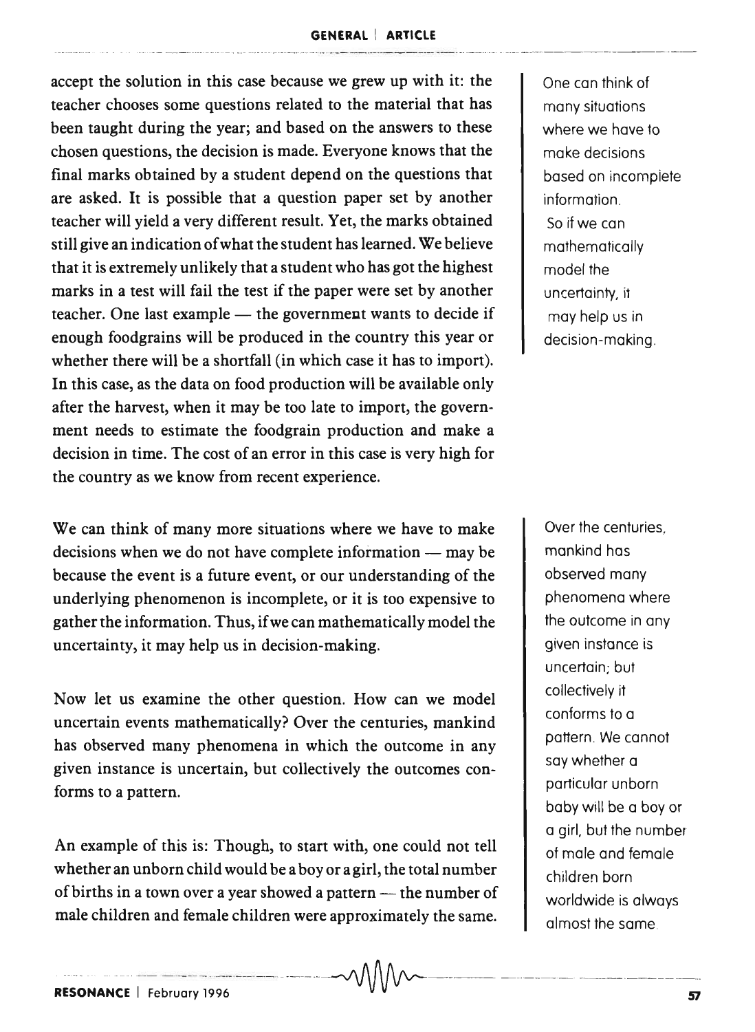accept the solution in this case because we grew up with it: the teacher chooses some questions related to the material that has been taught during the year; and based on the answers to these chosen questions, the decision is made. Everyone knows that the final marks obtained by a student depend on the questions that are asked. It is possible that a question paper set by another teacher will yield a very different result. Yet, the marks obtained still give an indication of what the student has learned. We believe that it is extremely unlikely that a student who has got the highest marks in a test will fail the test if the paper were set by another teacher. One last example — the government wants to decide if enough foodgrains will be produced in the country this year or whether there will be a shortfall (in which case it has to import). In this case, as the data on food production will be available only after the harvest, when it may be too late to import, the government needs to estimate the foodgrain production and make a decision in time. The cost of an error in this case is very high for the country as we know from recent experience.

One can think of many situations where we have to make decisions based on incomplete information. So if we can mathematically model the uncertainty, it may help us in decision-making.

We can think of many more situations where we have to make decisions when we do not have complete information — may be because the event is a future event, or our understanding of the underlying phenomenon is incomplete, or it is too expensive to gather the information. Thus, if we can mathematically model the uncertainty, it may help us in decision-making.

Now let us examine the other question. How can we model uncertain events mathematically? Over the centuries, mankind has observed many phenomena in which the outcome in any given instance is uncertain, but collectively the outcomes conforms to a pattern.

Over the centuries, mankind has observed many phenomena where the outcome in any given instance is uncertain; but collectively it conforms to a pattern. We cannot say whether a particular unborn baby will be a boy or a girl, but the number of male and female children born worldwide is always almost the same.

An example of this is: Though, to start with, one could not tell whether an unborn child would be a boy or a girl, the total number of births in a town over a year showed a pattern — the number of male children and female children were approximately the same.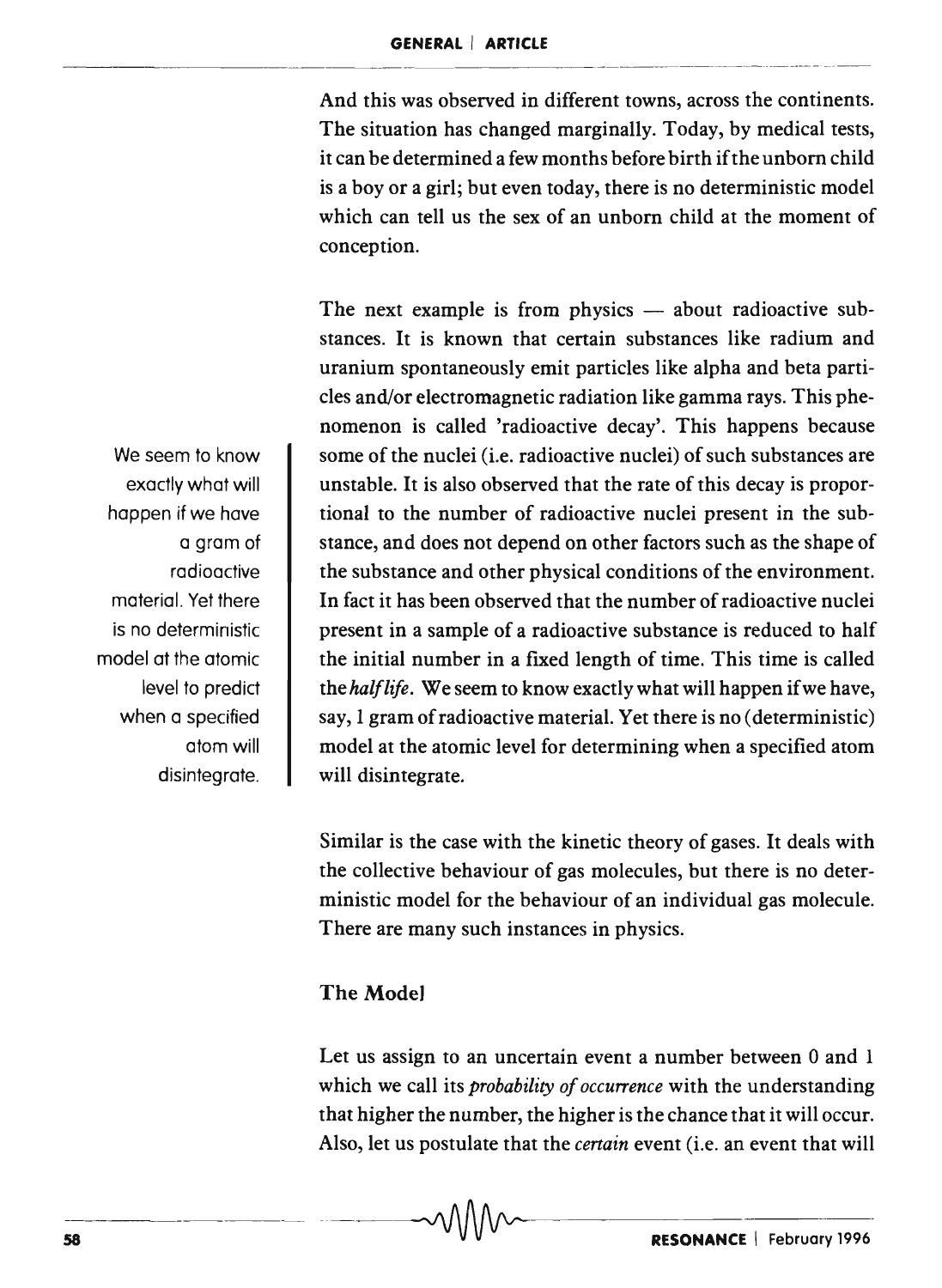And this was observed in different towns, across the continents. The situation has changed marginally. Today, by medical tests, it can be determined a few months before birth if the unborn child is a boy or a girl; but even today, there is no deterministic model which can tell us the sex of an unborn child at the moment of conception.

We seem to know exactly what will happen if we have a gram of radioactive material. Yet there is no deterministic model at the atomic level to predict when a specified atom will disintegrate.

The next example is from physics — about radioactive substances. It is known that certain substances like radium and uranium spontaneously emit particles like alpha and beta particles and/or electromagnetic radiation like gamma rays. This phenomenon is called 'radioactive decay'. This happens because some of the nuclei (i.e. radioactive nuclei) of such substances are unstable. It is also observed that the rate of this decay is proportional to the number of radioactive nuclei present in the substance, and does not depend on other factors such as the shape of the substance and other physical conditions of the environment. In fact it has been observed that the number of radioactive nuclei present in a sample of a radioactive substance is reduced to half the initial number in a fixed length of time. This time is called the *half life*. We seem to know exactly what will happen if we have, say, 1 gram of radioactive material. Yet there is no (deterministic) model at the atomic level for determining when a specified atom will disintegrate.

Similar is the case with the kinetic theory of gases. It deals with the collective behaviour of gas molecules, but there is no deterministic model for the behaviour of an individual gas molecule. There are many such instances in physics.

## The Model

Let us assign to an uncertain event a number between 0 and 1 which we call its *probability of occurrence* with the understanding that higher the number, the higher is the chance that it will occur. Also, let us postulate that the *certain* event (i.e. an event that will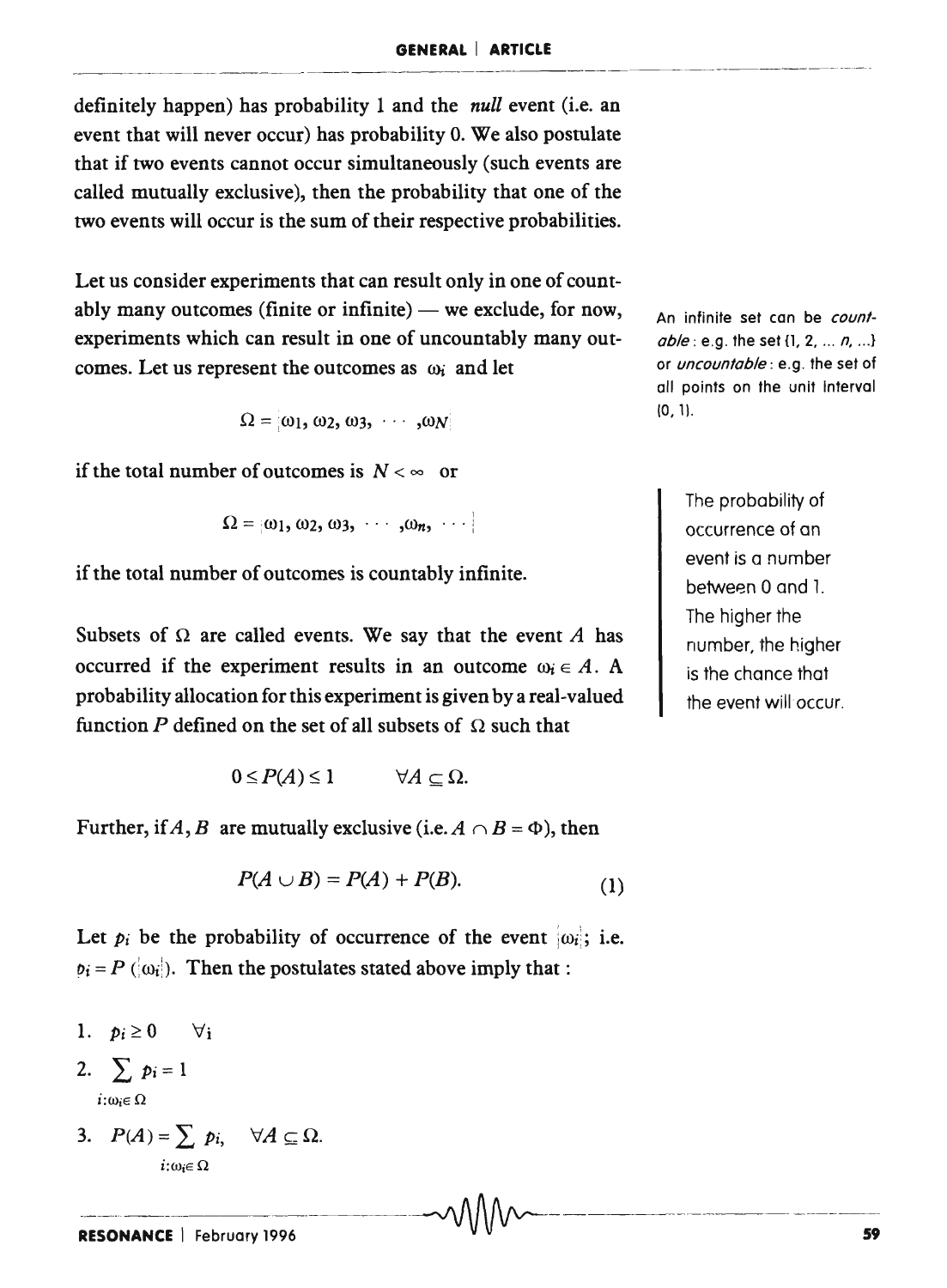definitely happen) has probability 1 and the *null* event (i.e. an event that will never occur) has probability 0. We also postulate that if two events cannot occur simultaneously (such events are called mutually exclusive), then the probability that one of the two events will occur is the sum of their respective probabilities.

Let us consider experiments that can result only in one of countably many outcomes (finite or infinite) — we exclude, for now, experiments which can result in one of uncountably many outcomes. Let us represent the outcomes as $\omega_i$ and let

An infinite set can be *countable*: e.g. the set {1, 2, ... *n*, ...} or *uncountable*: e.g. the set of all points on the unit interval (0, 1).

$$\Omega = \{\omega_1, \omega_2, \omega_3, \cdots, \omega_N\}$$

if the total number of outcomes is $N < \infty$ or

$$\Omega = \{\omega_1, \omega_2, \omega_3, \cdots, \omega_n, \cdots\}$$

if the total number of outcomes is countably infinite.

The probability of occurrence of an event is a number between 0 and 1. The higher the number, the higher is the chance that the event will occur.

Subsets of $\Omega$ are called events. We say that the event $A$ has occurred if the experiment results in an outcome $\omega_i \in A$. A probability allocation for this experiment is given by a real-valued function $P$ defined on the set of all subsets of $\Omega$ such that

$$0 \le P(A) \le 1 \qquad \forall A \subseteq \Omega.$$

Further, if $A, B$ are mutually exclusive (i.e. $A \cap B = \Phi$), then

$$P(A \cup B) = P(A) + P(B). \tag{1}$$

Let $p_i$ be the probability of occurrence of the event $\{\omega_i\}$; i.e. $p_i = P(\{\omega_i\})$. Then the postulates stated above imply that :

1. $p_i \ge 0 \quad \forall i$
2. $\sum_{i:\omega_i \in \Omega} p_i = 1$
3. $P(A) = \sum_{i:\omega_i \in \Omega} p_i, \quad \forall A \subseteq \Omega.$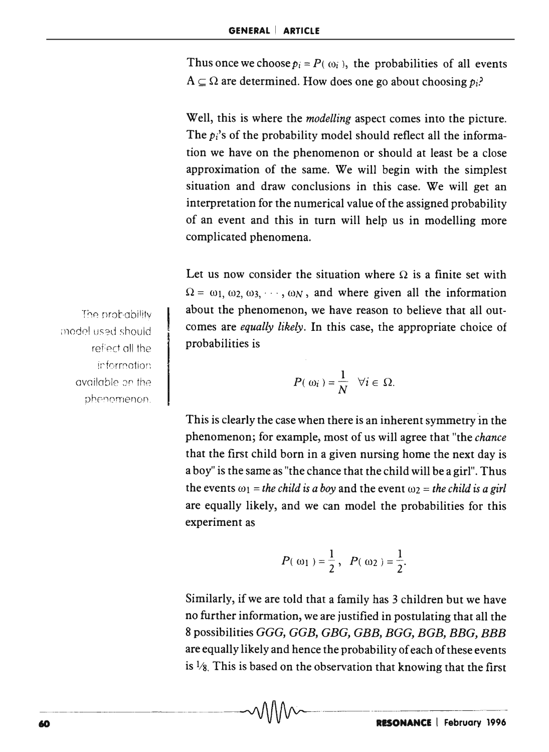Thus once we choose $p_i = P(\omega_i)$, the probabilities of all events $A \subseteq \Omega$ are determined. How does one go about choosing $p_i$?

Well, this is where the *modelling* aspect comes into the picture. The $p_i$'s of the probability model should reflect all the information we have on the phenomenon or should at least be a close approximation of the same. We will begin with the simplest situation and draw conclusions in this case. We will get an interpretation for the numerical value of the assigned probability of an event and this in turn will help us in modelling more complicated phenomena.

The probability model used should reflect all the information available on the phenomenon.

Let us now consider the situation where $\Omega$ is a finite set with $\Omega = \omega_1, \omega_2, \omega_3, \cdots, \omega_N$, and where given all the information about the phenomenon, we have reason to believe that all outcomes are *equally likely*. In this case, the appropriate choice of probabilities is

$$P(\omega_i) = \frac{1}{N} \quad \forall i \in \Omega.$$

This is clearly the case when there is an inherent symmetry in the phenomenon; for example, most of us will agree that "the *chance* that the first child born in a given nursing home the next day is a boy" is the same as "the chance that the child will be a girl". Thus the events $\omega_1$ = *the child is a boy* and the event $\omega_2$ = *the child is a girl* are equally likely, and we can model the probabilities for this experiment as

$$P(\omega_1) = \frac{1}{2}, \quad P(\omega_2) = \frac{1}{2}.$$

Similarly, if we are told that a family has 3 children but we have no further information, we are justified in postulating that all the 8 possibilities *GGG, GGB, GBG, GBB, BGG, BGB, BBG, BBB* are equally likely and hence the probability of each of these events is $1/8$. This is based on the observation that knowing that the first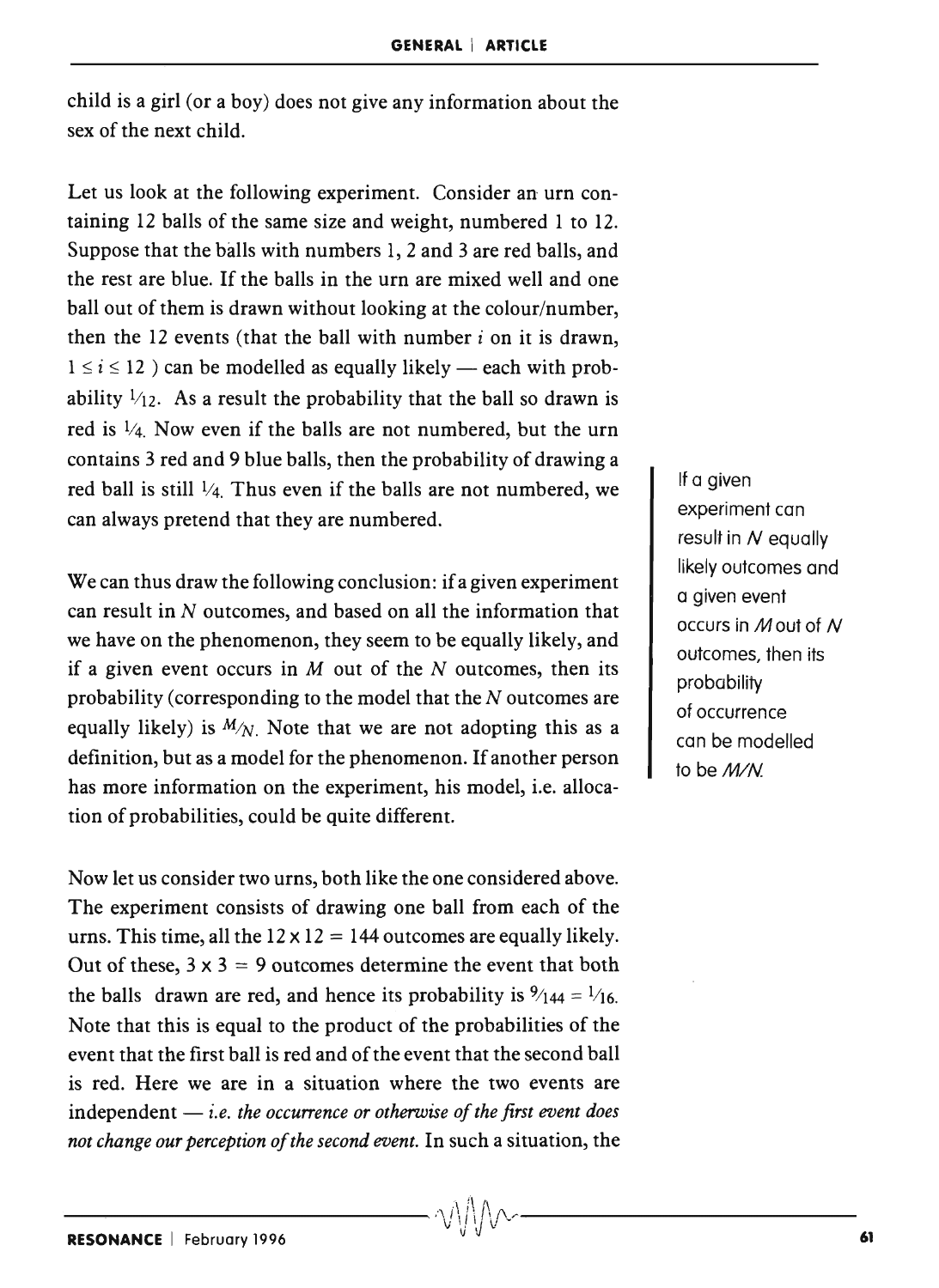child is a girl (or a boy) does not give any information about the sex of the next child.

Let us look at the following experiment. Consider an urn containing 12 balls of the same size and weight, numbered 1 to 12. Suppose that the balls with numbers 1, 2 and 3 are red balls, and the rest are blue. If the balls in the urn are mixed well and one ball out of them is drawn without looking at the colour/number, then the 12 events (that the ball with number $i$ on it is drawn, $1 \leq i \leq 12$ ) can be modelled as equally likely — each with probability $1/12$. As a result the probability that the ball so drawn is red is $1/4$. Now even if the balls are not numbered, but the urn contains 3 red and 9 blue balls, then the probability of drawing a red ball is still $1/4$. Thus even if the balls are not numbered, we can always pretend that they are numbered.

We can thus draw the following conclusion: if a given experiment can result in $N$ outcomes, and based on all the information that we have on the phenomenon, they seem to be equally likely, and if a given event occurs in $M$ out of the $N$ outcomes, then its probability (corresponding to the model that the $N$ outcomes are equally likely) is $M/N$. Note that we are not adopting this as a definition, but as a model for the phenomenon. If another person has more information on the experiment, his model, i.e. allocation of probabilities, could be quite different.

If a given experiment can result in $N$ equally likely outcomes and a given event occurs in $M$ out of $N$ outcomes, then its probability of occurrence can be modelled to be $M/N$.

Now let us consider two urns, both like the one considered above. The experiment consists of drawing one ball from each of the urns. This time, all the $12 \times 12 = 144$ outcomes are equally likely. Out of these, $3 \times 3 = 9$ outcomes determine the event that both the balls drawn are red, and hence its probability is $9/144 = 1/16$. Note that this is equal to the product of the probabilities of the event that the first ball is red and of the event that the second ball is red. Here we are in a situation where the two events are independent — *i.e. the occurrence or otherwise of the first event does not change our perception of the second event.* In such a situation, the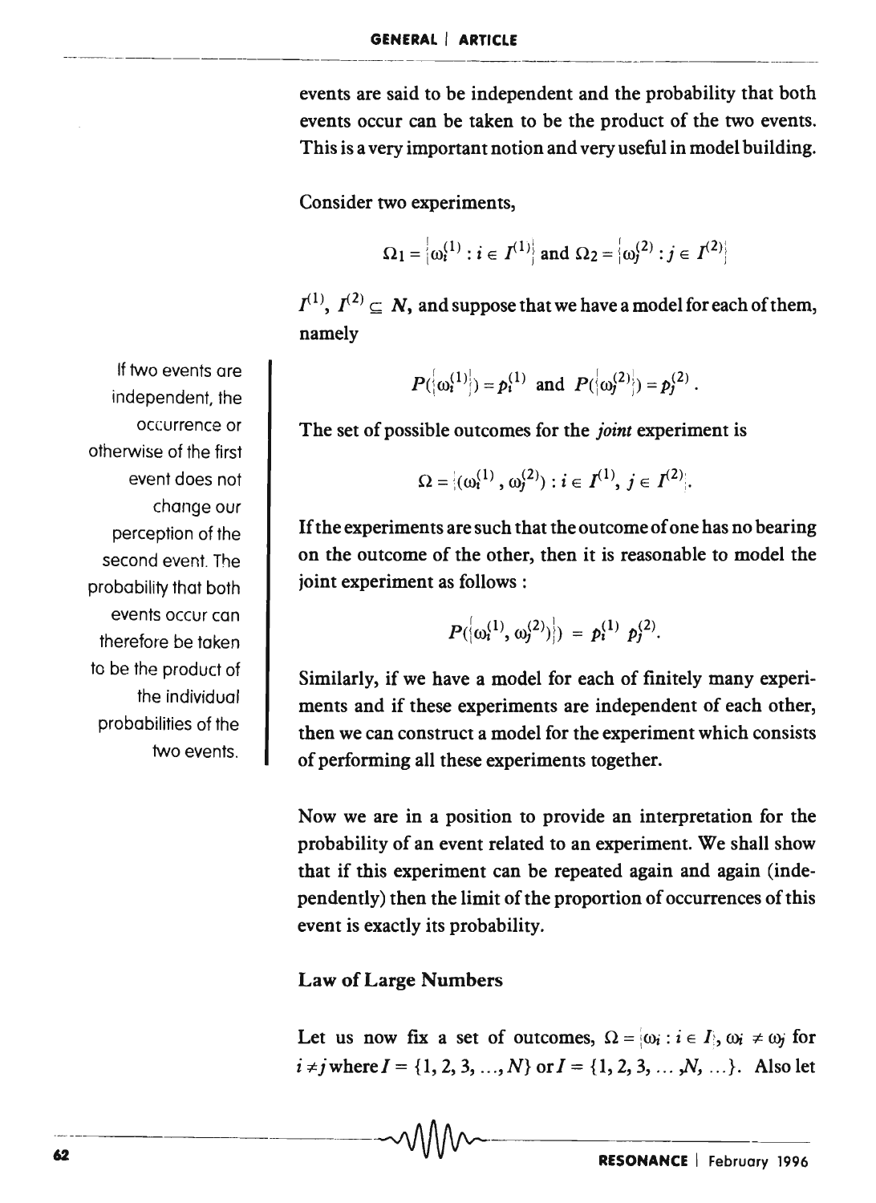events are said to be independent and the probability that both events occur can be taken to be the product of the two events. This is a very important notion and very useful in model building.

If two events are independent, the occurrence or otherwise of the first event does not change our perception of the second event. The probability that both events occur can therefore be taken to be the product of the individual probabilities of the two events.

Consider two experiments,

$$\Omega_1 = \{\omega_i^{(1)} : i \in I^{(1)}\} \text{ and } \Omega_2 = \{\omega_j^{(2)} : j \in I^{(2)}\}$$

$I^{(1)}, I^{(2)} \subseteq \boldsymbol{N}$, and suppose that we have a model for each of them, namely

$$P(\{\omega_i^{(1)}\}) = p_i^{(1)} \text{ and } P(\{\omega_j^{(2)}\}) = p_j^{(2)}.$$

The set of possible outcomes for the *joint* experiment is

$$\Omega = \{(\omega_i^{(1)}, \omega_j^{(2)}) : i \in I^{(1)}, j \in I^{(2)}\}.$$

If the experiments are such that the outcome of one has no bearing on the outcome of the other, then it is reasonable to model the joint experiment as follows :

$$P(\{\omega_i^{(1)}, \omega_j^{(2)}\}) = p_i^{(1)} \, p_j^{(2)}.$$

Similarly, if we have a model for each of finitely many experiments and if these experiments are independent of each other, then we can construct a model for the experiment which consists of performing all these experiments together.

Now we are in a position to provide an interpretation for the probability of an event related to an experiment. We shall show that if this experiment can be repeated again and again (independently) then the limit of the proportion of occurrences of this event is exactly its probability.

## Law of Large Numbers

Let us now fix a set of outcomes, $\Omega = \{\omega_i : i \in I\}$, $\omega_i \neq \omega_j$ for $i \neq j$ where $I = \{1, 2, 3, \ldots, N\}$ or $I = \{1, 2, 3, \ldots, N, \ldots\}$. Also let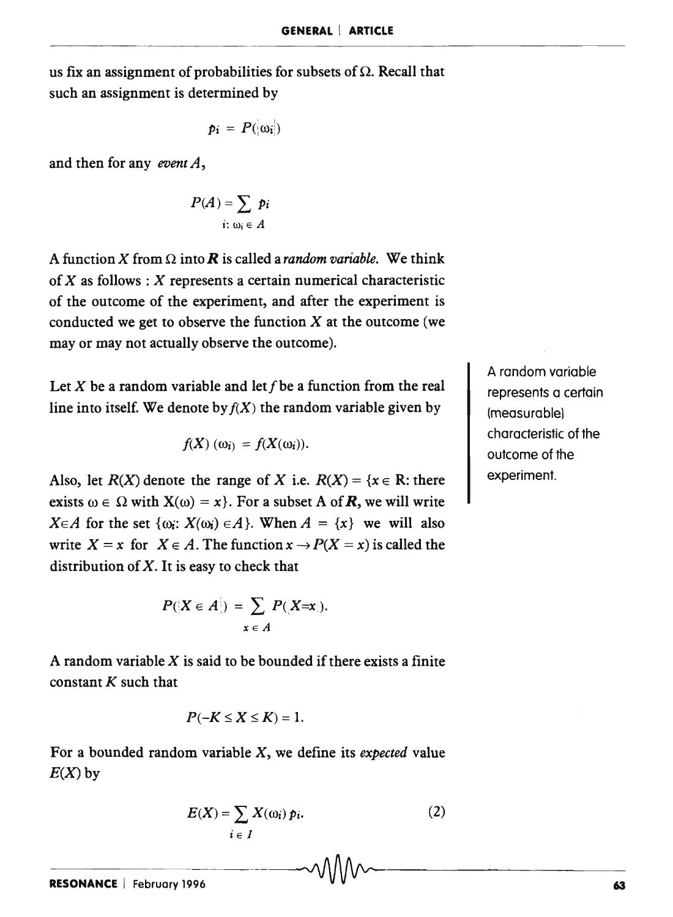us fix an assignment of probabilities for subsets of $\Omega$. Recall that such an assignment is determined by

$$p_i = P(\{\omega_i\})$$

and then for any *event* $A$,

$$P(A) = \sum_{i:\, \omega_i \in A} p_i$$

A function $X$ from $\Omega$ into $\boldsymbol{R}$ is called a *random variable.* We think of $X$ as follows : $X$ represents a certain numerical characteristic of the outcome of the experiment, and after the experiment is conducted we get to observe the function $X$ at the outcome (we may or may not actually observe the outcome).

A random variable represents a certain (measurable) characteristic of the outcome of the experiment.

Let $X$ be a random variable and let $f$ be a function from the real line into itself. We denote by $f(X)$ the random variable given by

$$f(X)\,(\omega_i) = f(X(\omega_i)).$$

Also, let $R(X)$ denote the range of $X$ i.e. $R(X) = \{x \in \mathrm{R}$: there exists $\omega \in \Omega$ with $\mathrm{X}(\omega) = x\}$. For a subset A of $\boldsymbol{R}$, we will write $X \in A$ for the set $\{\omega_i: X(\omega_i) \in A\}$. When $A = \{x\}$ we will also write $X = x$ for $X \in A$. The function $x \to P(X = x)$ is called the distribution of $X$. It is easy to check that

$$P(\{X \in A\}) = \sum_{x \in A} P(X = x).$$

A random variable $X$ is said to be bounded if there exists a finite constant $K$ such that

$$P(-K \leq X \leq K) = 1.$$

For a bounded random variable $X$, we define its *expected* value $E(X)$ by

$$E(X) = \sum_{i \in I} X(\omega_i)\, p_i. \tag{2}$$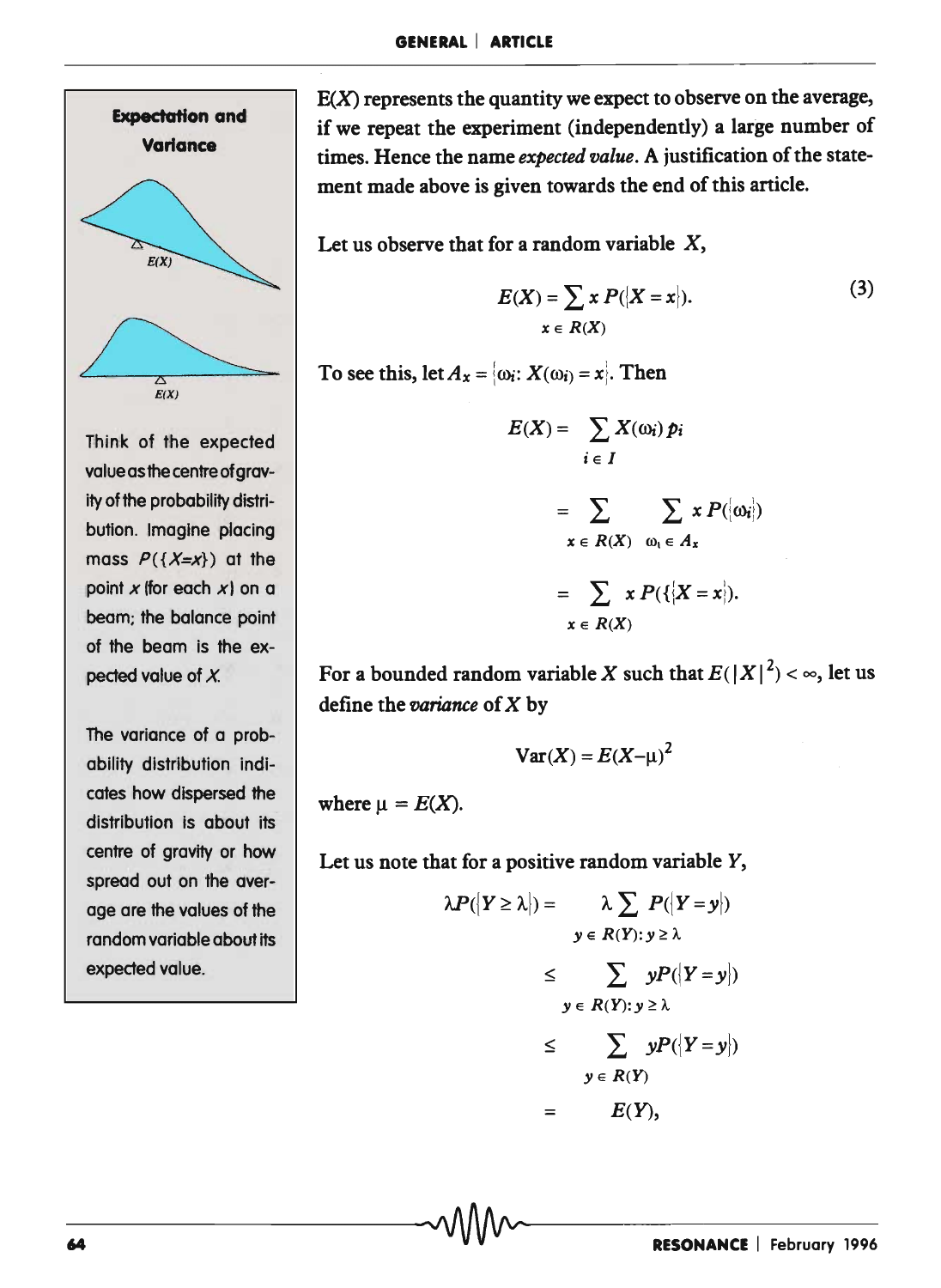$E(X)$ represents the quantity we expect to observe on the average, if we repeat the experiment (independently) a large number of times. Hence the name *expected value*. A justification of the statement made above is given towards the end of this article.

Let us observe that for a random variable $X$,

$$E(X) = \sum_{x \in R(X)} x \, P(\{X = x\}). \tag{3}$$

To see this, let $A_x = \{\omega_i : X(\omega_i) = x\}$. Then

$$
\begin{aligned}
E(X) &= \sum_{i \in I} X(\omega_i)\, p_i \\
&= \sum_{x \in R(X)} \sum_{\omega_i \in A_x} x \, P(\{\omega_i\}) \\
&= \sum_{x \in R(X)} x \, P(\{X = x\}).
\end{aligned}
$$

For a bounded random variable $X$ such that $E(|X|^2) < \infty$, let us define the *variance* of $X$ by

$$\mathrm{Var}(X) = E(X - \mu)^2$$

where $\mu = E(X)$.

Let us note that for a positive random variable $Y$,

$$
\begin{aligned}
\lambda P(\{Y \geq \lambda\}) &= \lambda \sum_{y \in R(Y):\, y \geq \lambda} P(\{Y = y\}) \\
&\leq \sum_{y \in R(Y):\, y \geq \lambda} y P(\{Y = y\}) \\
&\leq \sum_{y \in R(Y)} y P(\{Y = y\}) \\
&= E(Y),
\end{aligned}
$$

**Expectation and Variance**

Think of the expected value as the centre of gravity of the probability distribution. Imagine placing mass $P(\{X=x\})$ at the point $x$ (for each $x$) on a beam; the balance point of the beam is the expected value of $X$.

The variance of a probability distribution indicates how dispersed the distribution is about its centre of gravity or how spread out on the average are the values of the random variable about its expected value.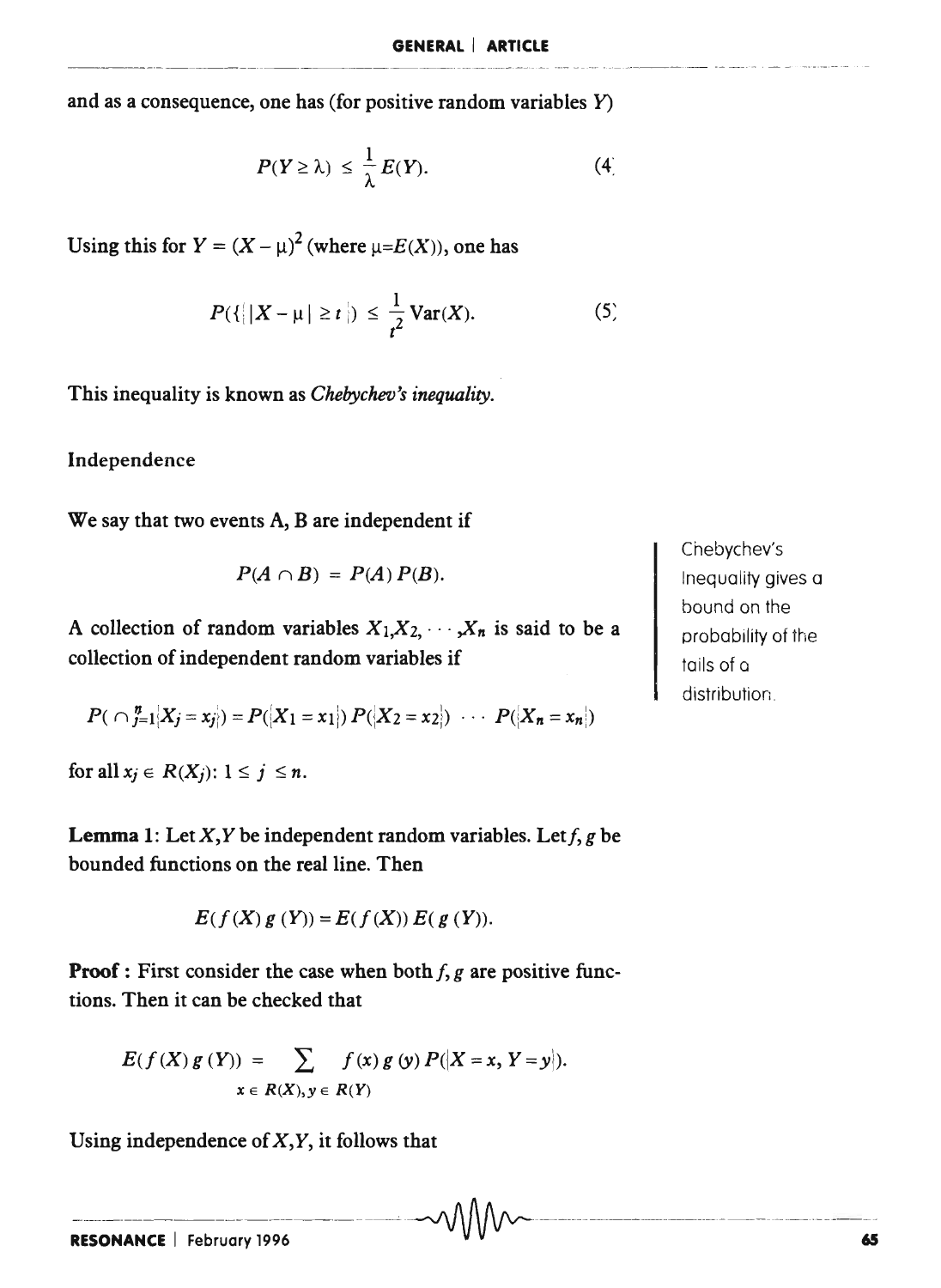and as a consequence, one has (for positive random variables $Y$)

$$P(Y \geq \lambda) \leq \frac{1}{\lambda} E(Y). \tag{4}$$

Using this for $Y = (X - \mu)^2$ (where $\mu = E(X)$), one has

$$P(\{|X - \mu| \geq t\}) \leq \frac{1}{t^2} \text{Var}(X). \tag{5}$$

This inequality is known as *Chebychev's inequality.*

Chebychev's Inequality gives a bound on the probability of the tails of a distribution.

### Independence

We say that two events A, B are independent if

$$P(A \cap B) = P(A)\, P(B).$$

A collection of random variables $X_1, X_2, \cdots, X_n$ is said to be a collection of independent random variables if

$$P(\cap_{j=1}^{n} \{X_j = x_j\}) = P(\{X_1 = x_1\})\, P(\{X_2 = x_2\}) \cdots P(\{X_n = x_n\})$$

for all $x_j \in R(X_j)$: $1 \leq j \leq n$.

**Lemma 1:** Let $X, Y$ be independent random variables. Let $f, g$ be bounded functions on the real line. Then

$$E(f(X)\, g(Y)) = E(f(X))\, E(g(Y)).$$

**Proof :** First consider the case when both $f, g$ are positive functions. Then it can be checked that

$$E(f(X)\, g(Y)) = \sum_{x \in R(X), y \in R(Y)} f(x)\, g(y)\, P(\{X = x, Y = y\}).$$

Using independence of $X, Y$, it follows that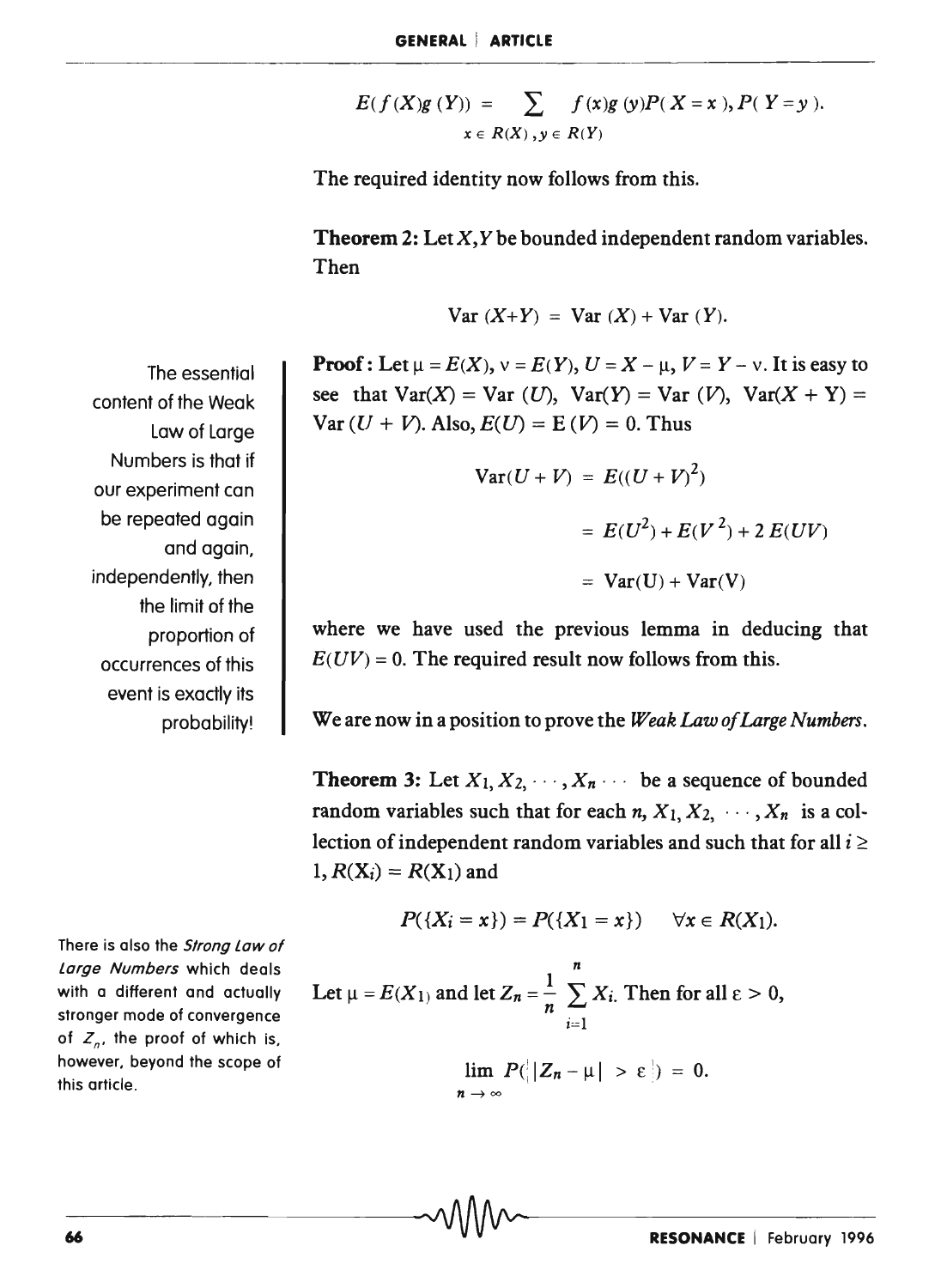$$E(f(X)g(Y)) = \sum_{x \in R(X), y \in R(Y)} f(x)g(y)P(X=x), P(Y=y).$$

The required identity now follows from this.

**Theorem 2:** Let $X,Y$ be bounded independent random variables. Then

$$\text{Var}(X+Y) = \text{Var}(X) + \text{Var}(Y).$$

**Proof:** Let $\mu = E(X)$, $\nu = E(Y)$, $U = X - \mu$, $V = Y - \nu$. It is easy to see that $\text{Var}(X) = \text{Var}(U)$, $\text{Var}(Y) = \text{Var}(V)$, $\text{Var}(X+Y) = \text{Var}(U+V)$. Also, $E(U) = E(V) = 0$. Thus

$$\begin{aligned}
\text{Var}(U+V) &= E((U+V)^2) \\
&= E(U^2) + E(V^2) + 2E(UV) \\
&= \text{Var}(U) + \text{Var}(V)
\end{aligned}$$

where we have used the previous lemma in deducing that $E(UV) = 0$. The required result now follows from this.

The essential content of the Weak Law of Large Numbers is that if our experiment can be repeated again and again, independently, then the limit of the proportion of occurrences of this event is exactly its probability!

We are now in a position to prove the *Weak Law of Large Numbers*.

**Theorem 3:** Let $X_1, X_2, \cdots, X_n \cdots$ be a sequence of bounded random variables such that for each $n$, $X_1, X_2, \cdots, X_n$ is a collection of independent random variables and such that for all $i \geq 1$, $R(X_i) = R(X_1)$ and

$$P(\{X_i = x\}) = P(\{X_1 = x\}) \quad \forall x \in R(X_1).$$

Let $\mu = E(X_1)$ and let $Z_n = \frac{1}{n} \sum_{i=1}^{n} X_i$. Then for all $\varepsilon > 0$,

$$\lim_{n \to \infty} P(\{|Z_n - \mu| > \varepsilon\}) = 0.$$

There is also the *Strong Law of Large Numbers* which deals with a different and actually stronger mode of convergence of $Z_n$, the proof of which is, however, beyond the scope of this article.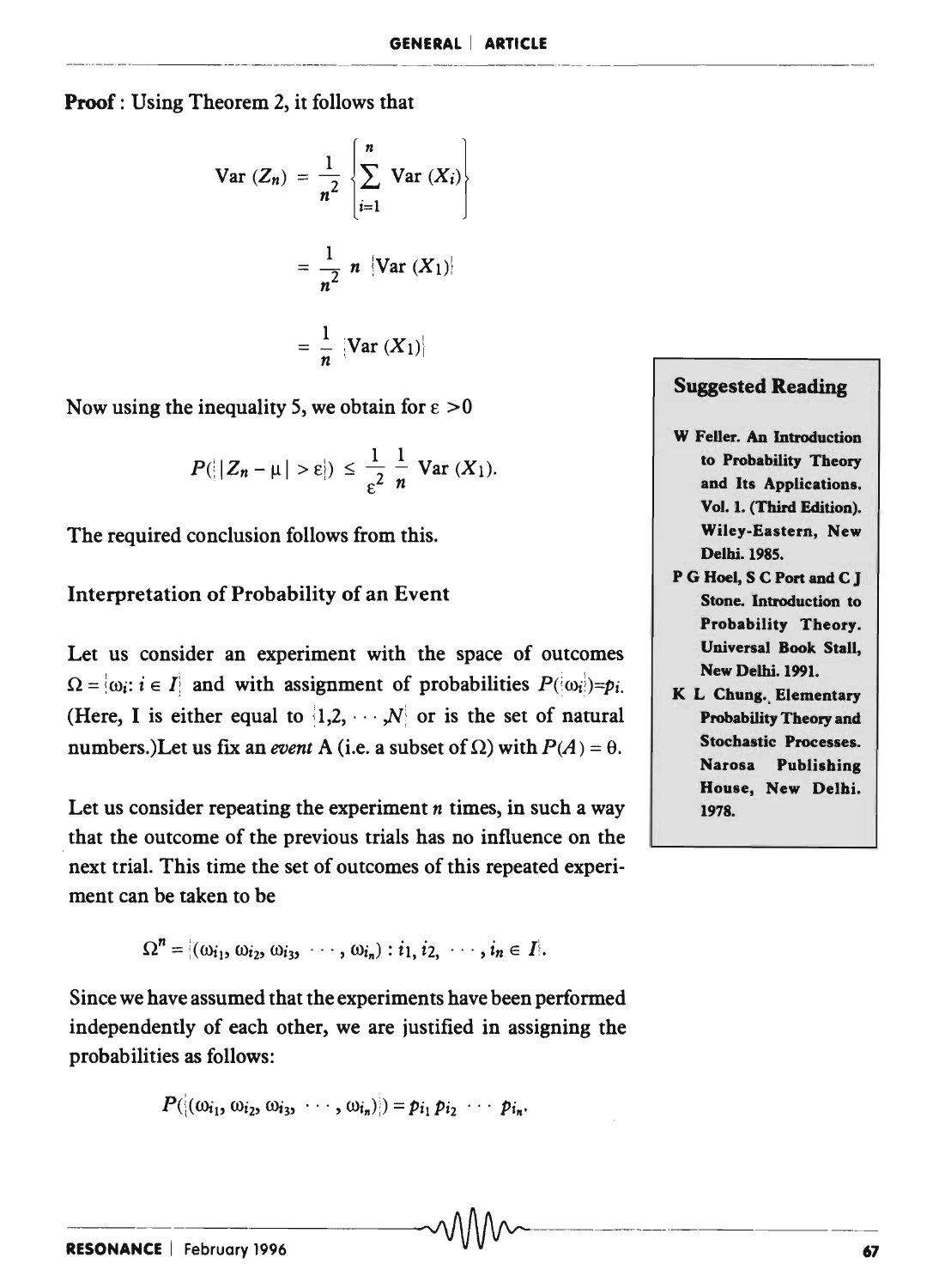**Proof** : Using Theorem 2, it follows that

$$\text{Var}(Z_n) = \frac{1}{n^2}\left\{\sum_{i=1}^{n} \text{Var}(X_i)\right\}$$

$$= \frac{1}{n^2}\, n\, \{\text{Var}(X_1)\}$$

$$= \frac{1}{n}\, \{\text{Var}(X_1)\}$$

Now using the inequality 5, we obtain for $\varepsilon > 0$

$$P(\{|Z_n - \mu| > \varepsilon\}) \leq \frac{1}{\varepsilon^2}\frac{1}{n}\, \text{Var}(X_1).$$

The required conclusion follows from this.

## Interpretation of Probability of an Event

Let us consider an experiment with the space of outcomes $\Omega = \{\omega_i : i \in I\}$ and with assignment of probabilities $P(\{\omega_i\}) = p_i$. (Here, I is either equal to $\{1, 2, \cdots, N\}$ or is the set of natural numbers.)Let us fix an *event* A (i.e. a subset of $\Omega$) with $P(A) = \theta$.

Let us consider repeating the experiment $n$ times, in such a way that the outcome of the previous trials has no influence on the next trial. This time the set of outcomes of this repeated experiment can be taken to be

$$\Omega^n = \{(\omega_{i_1}, \omega_{i_2}, \omega_{i_3}, \cdots, \omega_{i_n}) : i_1, i_2, \cdots, i_n \in I\}.$$

Since we have assumed that the experiments have been performed independently of each other, we are justified in assigning the probabilities as follows:

$$P(\{(\omega_{i_1}, \omega_{i_2}, \omega_{i_3}, \cdots, \omega_{i_n})\}) = p_{i_1}\, p_{i_2} \cdots p_{i_n}.$$

### Suggested Reading

- W Feller. An Introduction to Probability Theory and Its Applications. Vol. 1. (Third Edition). Wiley-Eastern, New Delhi. 1985.
- P G Hoel, S C Port and C J Stone. Introduction to Probability Theory. Universal Book Stall, New Delhi. 1991.
- K L Chung. Elementary Probability Theory and Stochastic Processes. Narosa Publishing House, New Delhi. 1978.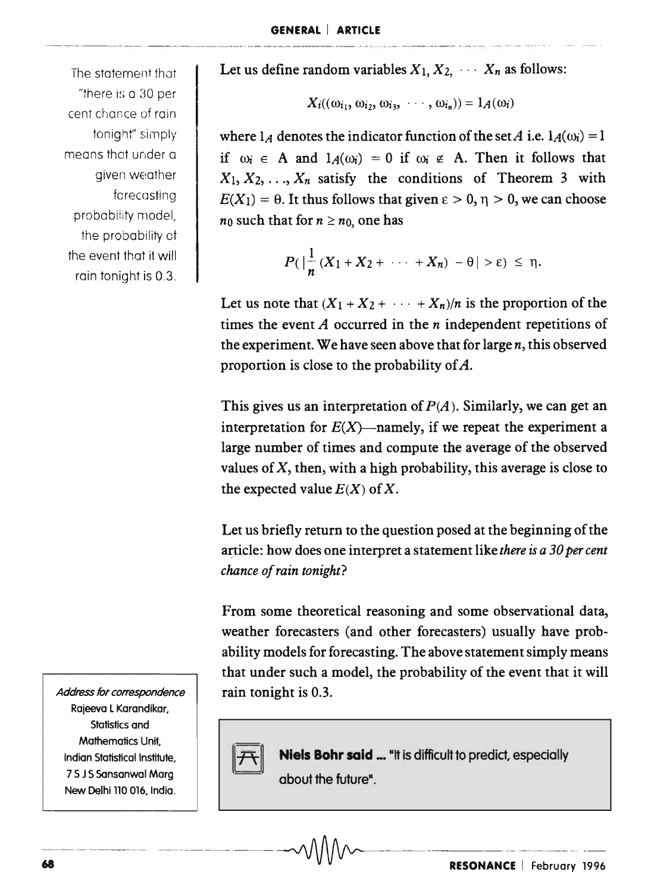The statement that "there is a 30 per cent chance of rain tonight" simply means that under a given weather forecasting probability model, the probability of the event that it will rain tonight is 0.3.

Let us define random variables $X_1, X_2, \cdots X_n$ as follows:

$$X_i((\omega_{i_1}, \omega_{i_2}, \omega_{i_3}, \cdots, \omega_{i_n})) = 1_A(\omega_i)$$

where $1_A$ denotes the indicator function of the set $A$ i.e. $1_A(\omega_i) = 1$ if $\omega_i \in$ A and $1_A(\omega_i) = 0$ if $\omega_i \notin$ A. Then it follows that $X_1, X_2, \ldots, X_n$ satisfy the conditions of Theorem 3 with $E(X_1) = \theta$. It thus follows that given $\varepsilon > 0, \eta > 0$, we can choose $n_0$ such that for $n \geq n_0$, one has

$$P(|\frac{1}{n}(X_1 + X_2 + \cdots + X_n) - \theta| > \varepsilon) \leq \eta.$$

Let us note that $(X_1 + X_2 + \cdots + X_n)/n$ is the proportion of the times the event $A$ occurred in the $n$ independent repetitions of the experiment. We have seen above that for large $n$, this observed proportion is close to the probability of $A$.

This gives us an interpretation of $P(A)$. Similarly, we can get an interpretation for $E(X)$—namely, if we repeat the experiment a large number of times and compute the average of the observed values of $X$, then, with a high probability, this average is close to the expected value $E(X)$ of $X$.

Let us briefly return to the question posed at the beginning of the article: how does one interpret a statement like *there is a 30 per cent chance of rain tonight*?

From some theoretical reasoning and some observational data, weather forecasters (and other forecasters) usually have probability models for forecasting. The above statement simply means that under such a model, the probability of the event that it will rain tonight is 0.3.

*Address for correspondence*
Rajeeva L Karandikar,
Statistics and Mathematics Unit,
Indian Statistical Institute,
7 S J S Sansanwal Marg
New Delhi 110 016, India.

**Niels Bohr said ...** "It is difficult to predict, especially about the future".